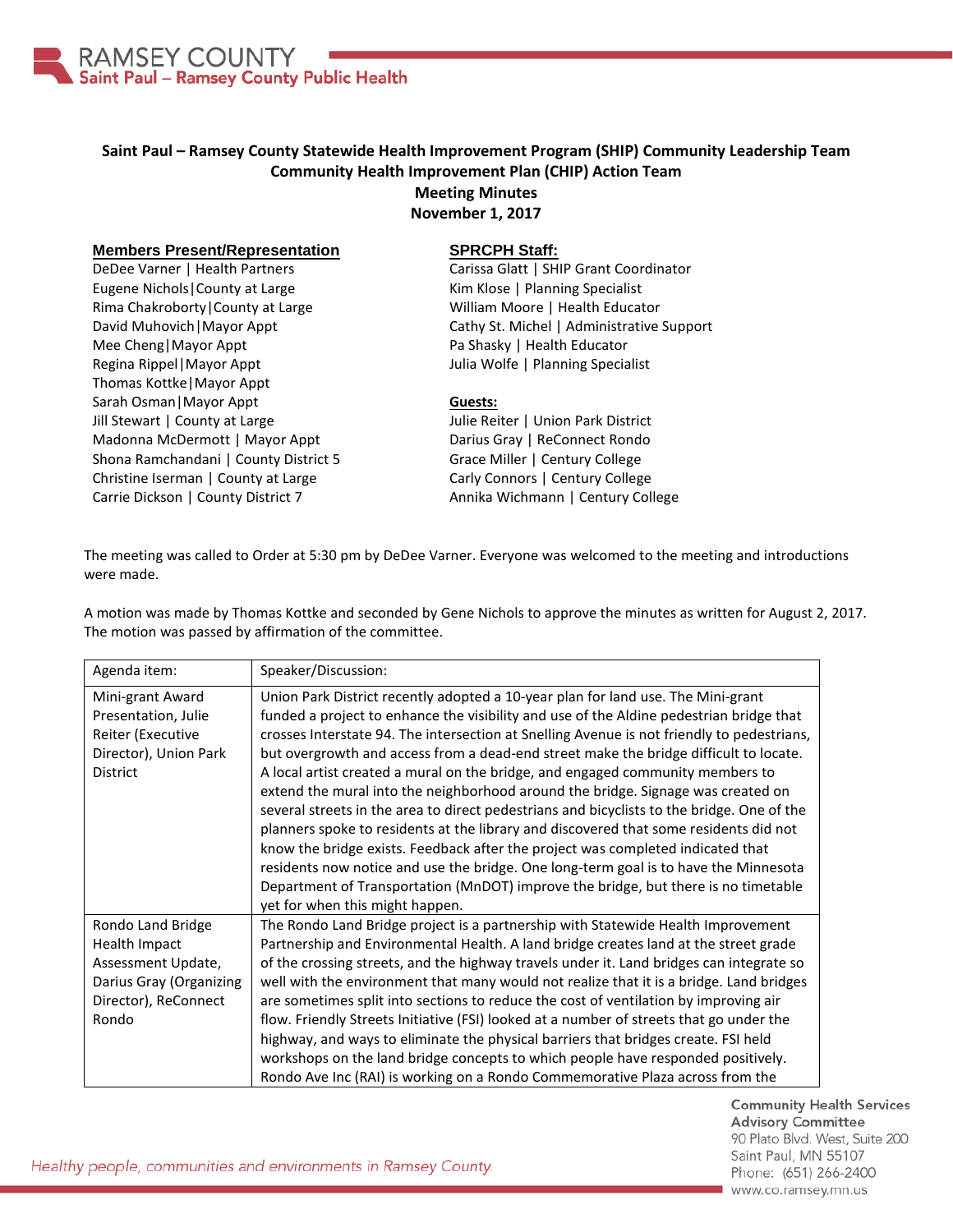# Saint Paul – Ramsey County Statewide Health Improvement Program (SHIP) Community Leadership Team
## Community Health Improvement Plan (CHIP) Action Team
## Meeting Minutes
## November 1, 2017

**Members Present/Representation**

DeDee Varner | Health Partners
Eugene Nichols|County at Large
Rima Chakroborty|County at Large
David Muhovich|Mayor Appt
Mee Cheng|Mayor Appt
Regina Rippel|Mayor Appt
Thomas Kottke|Mayor Appt
Sarah Osman|Mayor Appt
Jill Stewart | County at Large
Madonna McDermott | Mayor Appt
Shona Ramchandani | County District 5
Christine Iserman | County at Large
Carrie Dickson | County District 7

**SPRCPH Staff:**

Carissa Glatt | SHIP Grant Coordinator
Kim Klose | Planning Specialist
William Moore | Health Educator
Cathy St. Michel | Administrative Support
Pa Shasky | Health Educator
Julia Wolfe | Planning Specialist

**Guests:**

Julie Reiter | Union Park District
Darius Gray | ReConnect Rondo
Grace Miller | Century College
Carly Connors | Century College
Annika Wichmann | Century College

The meeting was called to Order at 5:30 pm by DeDee Varner. Everyone was welcomed to the meeting and introductions were made.

A motion was made by Thomas Kottke and seconded by Gene Nichols to approve the minutes as written for August 2, 2017. The motion was passed by affirmation of the committee.

| Agenda item: | Speaker/Discussion: |
|---|---|
| Mini-grant Award Presentation, Julie Reiter (Executive Director), Union Park District | Union Park District recently adopted a 10-year plan for land use. The Mini-grant funded a project to enhance the visibility and use of the Aldine pedestrian bridge that crosses Interstate 94. The intersection at Snelling Avenue is not friendly to pedestrians, but overgrowth and access from a dead-end street make the bridge difficult to locate. A local artist created a mural on the bridge, and engaged community members to extend the mural into the neighborhood around the bridge. Signage was created on several streets in the area to direct pedestrians and bicyclists to the bridge. One of the planners spoke to residents at the library and discovered that some residents did not know the bridge exists. Feedback after the project was completed indicated that residents now notice and use the bridge. One long-term goal is to have the Minnesota Department of Transportation (MnDOT) improve the bridge, but there is no timetable yet for when this might happen. |
| Rondo Land Bridge Health Impact Assessment Update, Darius Gray (Organizing Director), ReConnect Rondo | The Rondo Land Bridge project is a partnership with Statewide Health Improvement Partnership and Environmental Health. A land bridge creates land at the street grade of the crossing streets, and the highway travels under it. Land bridges can integrate so well with the environment that many would not realize that it is a bridge. Land bridges are sometimes split into sections to reduce the cost of ventilation by improving air flow. Friendly Streets Initiative (FSI) looked at a number of streets that go under the highway, and ways to eliminate the physical barriers that bridges create. FSI held workshops on the land bridge concepts to which people have responded positively. Rondo Ave Inc (RAI) is working on a Rondo Commemorative Plaza across from the |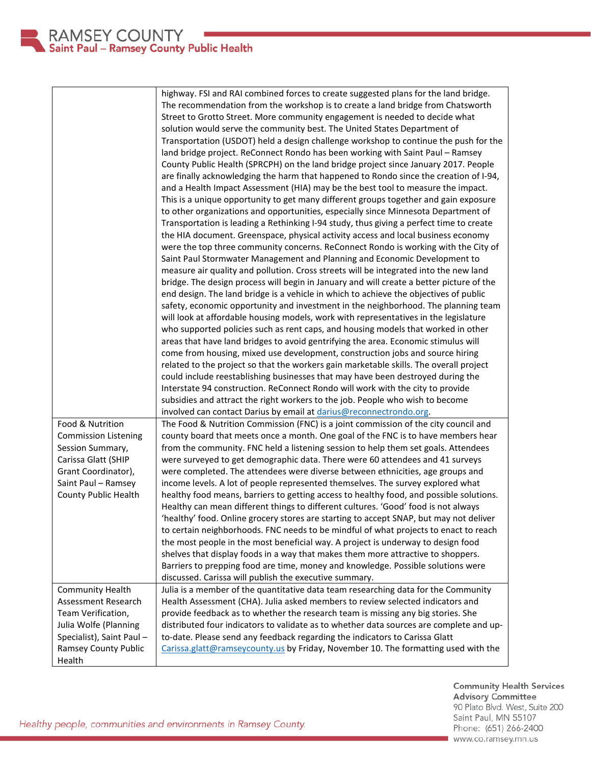| | |
|---|---|
| | highway. FSI and RAI combined forces to create suggested plans for the land bridge. The recommendation from the workshop is to create a land bridge from Chatsworth Street to Grotto Street. More community engagement is needed to decide what solution would serve the community best. The United States Department of Transportation (USDOT) held a design challenge workshop to continue the push for the land bridge project. ReConnect Rondo has been working with Saint Paul – Ramsey County Public Health (SPRCPH) on the land bridge project since January 2017. People are finally acknowledging the harm that happened to Rondo since the creation of I-94, and a Health Impact Assessment (HIA) may be the best tool to measure the impact. This is a unique opportunity to get many different groups together and gain exposure to other organizations and opportunities, especially since Minnesota Department of Transportation is leading a Rethinking I-94 study, thus giving a perfect time to create the HIA document. Greenspace, physical activity access and local business economy were the top three community concerns. ReConnect Rondo is working with the City of Saint Paul Stormwater Management and Planning and Economic Development to measure air quality and pollution. Cross streets will be integrated into the new land bridge. The design process will begin in January and will create a better picture of the end design. The land bridge is a vehicle in which to achieve the objectives of public safety, economic opportunity and investment in the neighborhood. The planning team will look at affordable housing models, work with representatives in the legislature who supported policies such as rent caps, and housing models that worked in other areas that have land bridges to avoid gentrifying the area. Economic stimulus will come from housing, mixed use development, construction jobs and source hiring related to the project so that the workers gain marketable skills. The overall project could include reestablishing businesses that may have been destroyed during the Interstate 94 construction. ReConnect Rondo will work with the city to provide subsidies and attract the right workers to the job. People who wish to become involved can contact Darius by email at darius@reconnectrondo.org. |
| Food & Nutrition Commission Listening Session Summary, Carissa Glatt (SHIP Grant Coordinator), Saint Paul – Ramsey County Public Health | The Food & Nutrition Commission (FNC) is a joint commission of the city council and county board that meets once a month. One goal of the FNC is to have members hear from the community. FNC held a listening session to help them set goals. Attendees were surveyed to get demographic data. There were 60 attendees and 41 surveys were completed. The attendees were diverse between ethnicities, age groups and income levels. A lot of people represented themselves. The survey explored what healthy food means, barriers to getting access to healthy food, and possible solutions. Healthy can mean different things to different cultures. 'Good' food is not always 'healthy' food. Online grocery stores are starting to accept SNAP, but may not deliver to certain neighborhoods. FNC needs to be mindful of what projects to enact to reach the most people in the most beneficial way. A project is underway to design food shelves that display foods in a way that makes them more attractive to shoppers. Barriers to prepping food are time, money and knowledge. Possible solutions were discussed. Carissa will publish the executive summary. |
| Community Health Assessment Research Team Verification, Julia Wolfe (Planning Specialist), Saint Paul – Ramsey County Public Health | Julia is a member of the quantitative data team researching data for the Community Health Assessment (CHA). Julia asked members to review selected indicators and provide feedback as to whether the research team is missing any big stories. She distributed four indicators to validate as to whether data sources are complete and up-to-date. Please send any feedback regarding the indicators to Carissa Glatt Carissa.glatt@ramseycounty.us by Friday, November 10. The formatting used with the |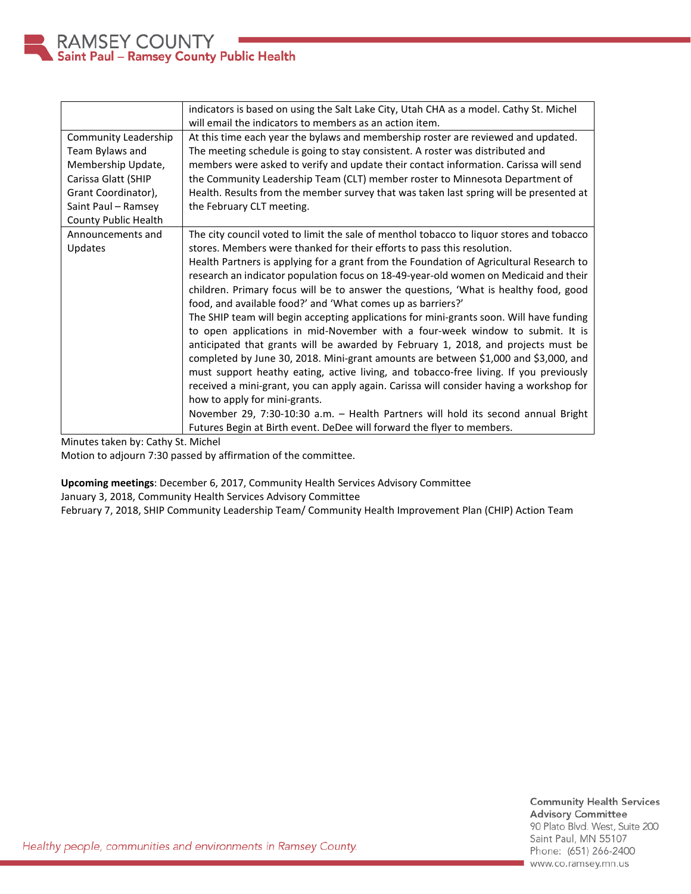| | |
|---|---|
| | indicators is based on using the Salt Lake City, Utah CHA as a model. Cathy St. Michel will email the indicators to members as an action item. |
| Community Leadership Team Bylaws and Membership Update, Carissa Glatt (SHIP Grant Coordinator), Saint Paul – Ramsey County Public Health | At this time each year the bylaws and membership roster are reviewed and updated. The meeting schedule is going to stay consistent. A roster was distributed and members were asked to verify and update their contact information. Carissa will send the Community Leadership Team (CLT) member roster to Minnesota Department of Health. Results from the member survey that was taken last spring will be presented at the February CLT meeting. |
| Announcements and Updates | The city council voted to limit the sale of menthol tobacco to liquor stores and tobacco stores. Members were thanked for their efforts to pass this resolution.<br>Health Partners is applying for a grant from the Foundation of Agricultural Research to research an indicator population focus on 18-49-year-old women on Medicaid and their children. Primary focus will be to answer the questions, 'What is healthy food, good food, and available food?' and 'What comes up as barriers?'<br>The SHIP team will begin accepting applications for mini-grants soon. Will have funding to open applications in mid-November with a four-week window to submit. It is anticipated that grants will be awarded by February 1, 2018, and projects must be completed by June 30, 2018. Mini-grant amounts are between $1,000 and $3,000, and must support heathy eating, active living, and tobacco-free living. If you previously received a mini-grant, you can apply again. Carissa will consider having a workshop for how to apply for mini-grants.<br>November 29, 7:30-10:30 a.m. – Health Partners will hold its second annual Bright Futures Begin at Birth event. DeDee will forward the flyer to members. |

Minutes taken by: Cathy St. Michel

Motion to adjourn 7:30 passed by affirmation of the committee.

**Upcoming meetings**: December 6, 2017, Community Health Services Advisory Committee

January 3, 2018, Community Health Services Advisory Committee

February 7, 2018, SHIP Community Leadership Team/ Community Health Improvement Plan (CHIP) Action Team